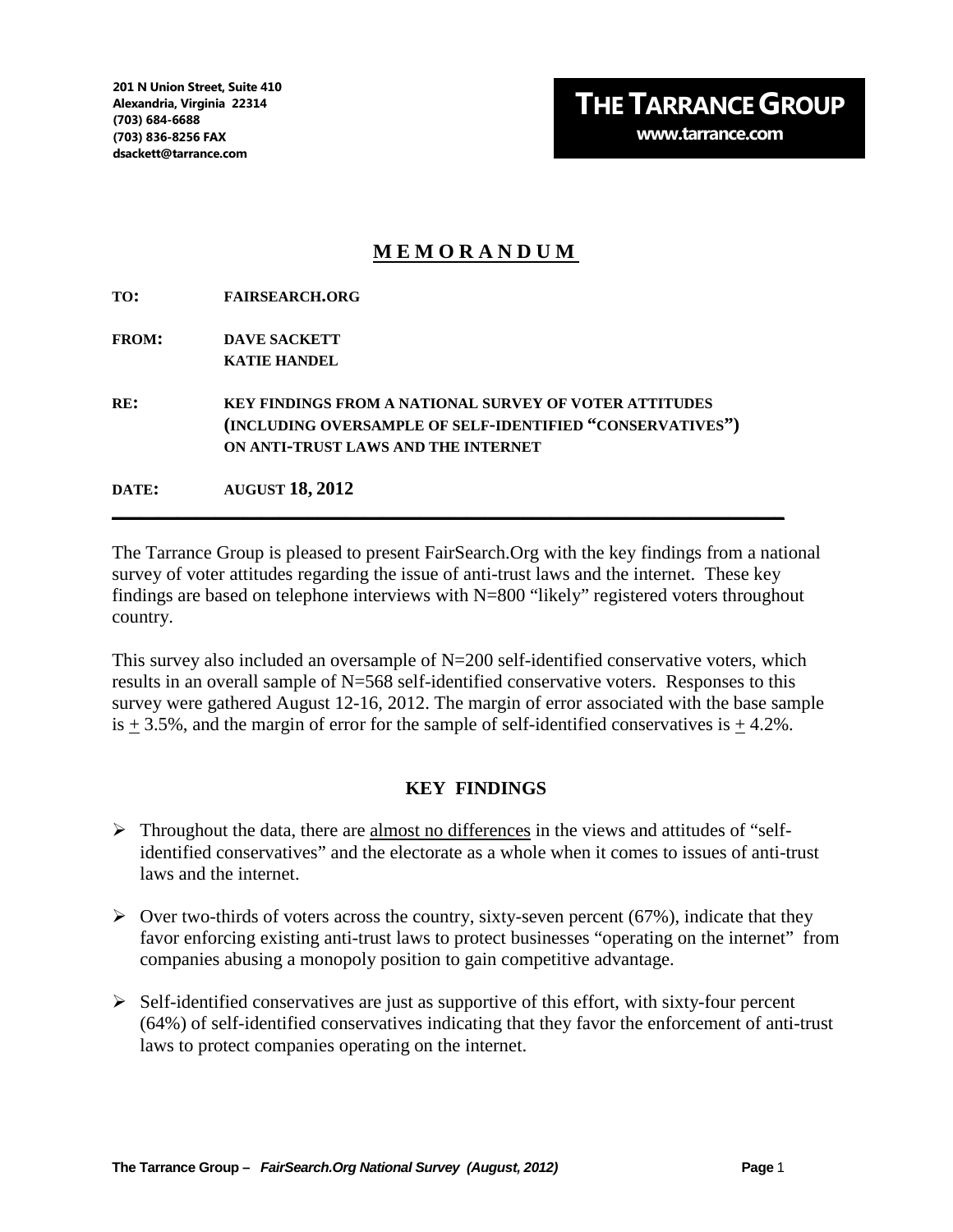201 N Union Street, Suite 410
Alexandria, Virginia 22314
(703) 684-6688
(703) 836-8256 FAX
dsackett@tarrance.com

**THE TARRANCE GROUP**
**www.tarrance.com**

# M E M O R A N D U M

**TO:** FAIRSEARCH.ORG

**FROM:** DAVE SACKETT
KATIE HANDEL

**RE:** KEY FINDINGS FROM A NATIONAL SURVEY OF VOTER ATTITUDES (INCLUDING OVERSAMPLE OF SELF-IDENTIFIED "CONSERVATIVES") ON ANTI-TRUST LAWS AND THE INTERNET

**DATE:** AUGUST 18, 2012

---

The Tarrance Group is pleased to present FairSearch.Org with the key findings from a national survey of voter attitudes regarding the issue of anti-trust laws and the internet. These key findings are based on telephone interviews with N=800 "likely" registered voters throughout country.

This survey also included an oversample of N=200 self-identified conservative voters, which results in an overall sample of N=568 self-identified conservative voters. Responses to this survey were gathered August 12-16, 2012. The margin of error associated with the base sample is ± 3.5%, and the margin of error for the sample of self-identified conservatives is ± 4.2%.

## KEY FINDINGS

- Throughout the data, there are almost no differences in the views and attitudes of "self-identified conservatives" and the electorate as a whole when it comes to issues of anti-trust laws and the internet.

- Over two-thirds of voters across the country, sixty-seven percent (67%), indicate that they favor enforcing existing anti-trust laws to protect businesses "operating on the internet" from companies abusing a monopoly position to gain competitive advantage.

- Self-identified conservatives are just as supportive of this effort, with sixty-four percent (64%) of self-identified conservatives indicating that they favor the enforcement of anti-trust laws to protect companies operating on the internet.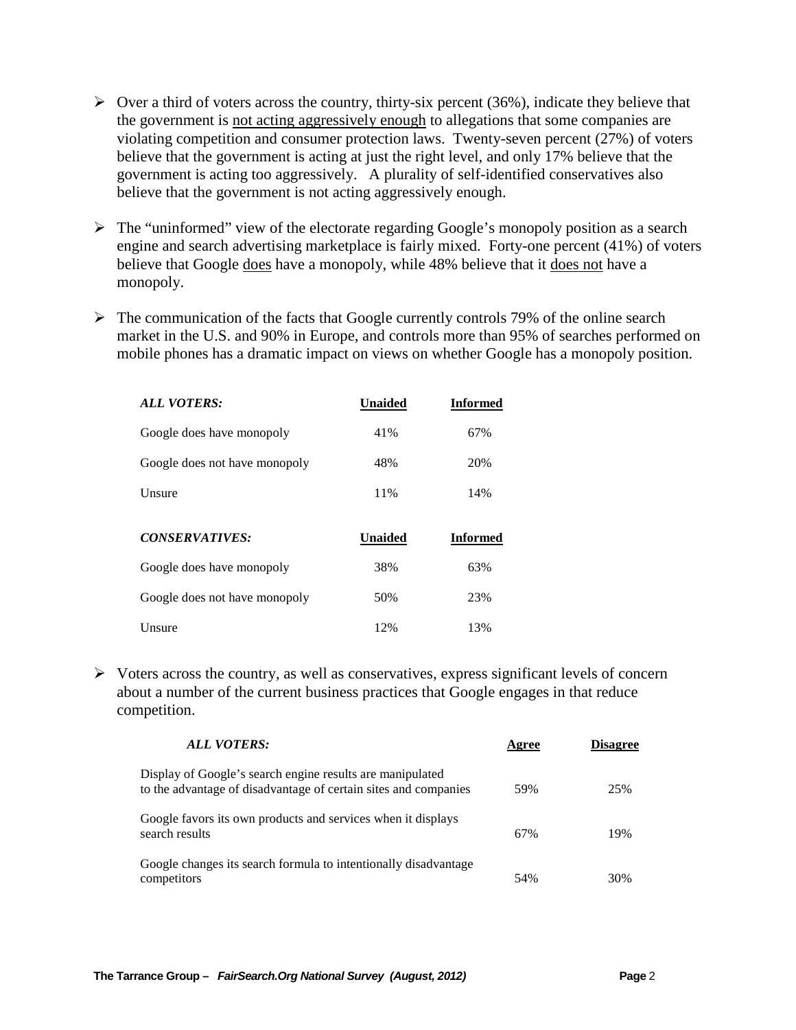- Over a third of voters across the country, thirty-six percent (36%), indicate they believe that the government is <u>not acting aggressively enough</u> to allegations that some companies are violating competition and consumer protection laws. Twenty-seven percent (27%) of voters believe that the government is acting at just the right level, and only 17% believe that the government is acting too aggressively. A plurality of self-identified conservatives also believe that the government is not acting aggressively enough.

- The "uninformed" view of the electorate regarding Google's monopoly position as a search engine and search advertising marketplace is fairly mixed. Forty-one percent (41%) of voters believe that Google <u>does</u> have a monopoly, while 48% believe that it <u>does not</u> have a monopoly.

- The communication of the facts that Google currently controls 79% of the online search market in the U.S. and 90% in Europe, and controls more than 95% of searches performed on mobile phones has a dramatic impact on views on whether Google has a monopoly position.

| ***ALL VOTERS:*** | **Unaided** | **Informed** |
|---|---|---|
| Google does have monopoly | 41% | 67% |
| Google does not have monopoly | 48% | 20% |
| Unsure | 11% | 14% |

| ***CONSERVATIVES:*** | **Unaided** | **Informed** |
|---|---|---|
| Google does have monopoly | 38% | 63% |
| Google does not have monopoly | 50% | 23% |
| Unsure | 12% | 13% |

- Voters across the country, as well as conservatives, express significant levels of concern about a number of the current business practices that Google engages in that reduce competition.

| ***ALL VOTERS:*** | **Agree** | **Disagree** |
|---|---|---|
| Display of Google's search engine results are manipulated to the advantage of disadvantage of certain sites and companies | 59% | 25% |
| Google favors its own products and services when it displays search results | 67% | 19% |
| Google changes its search formula to intentionally disadvantage competitors | 54% | 30% |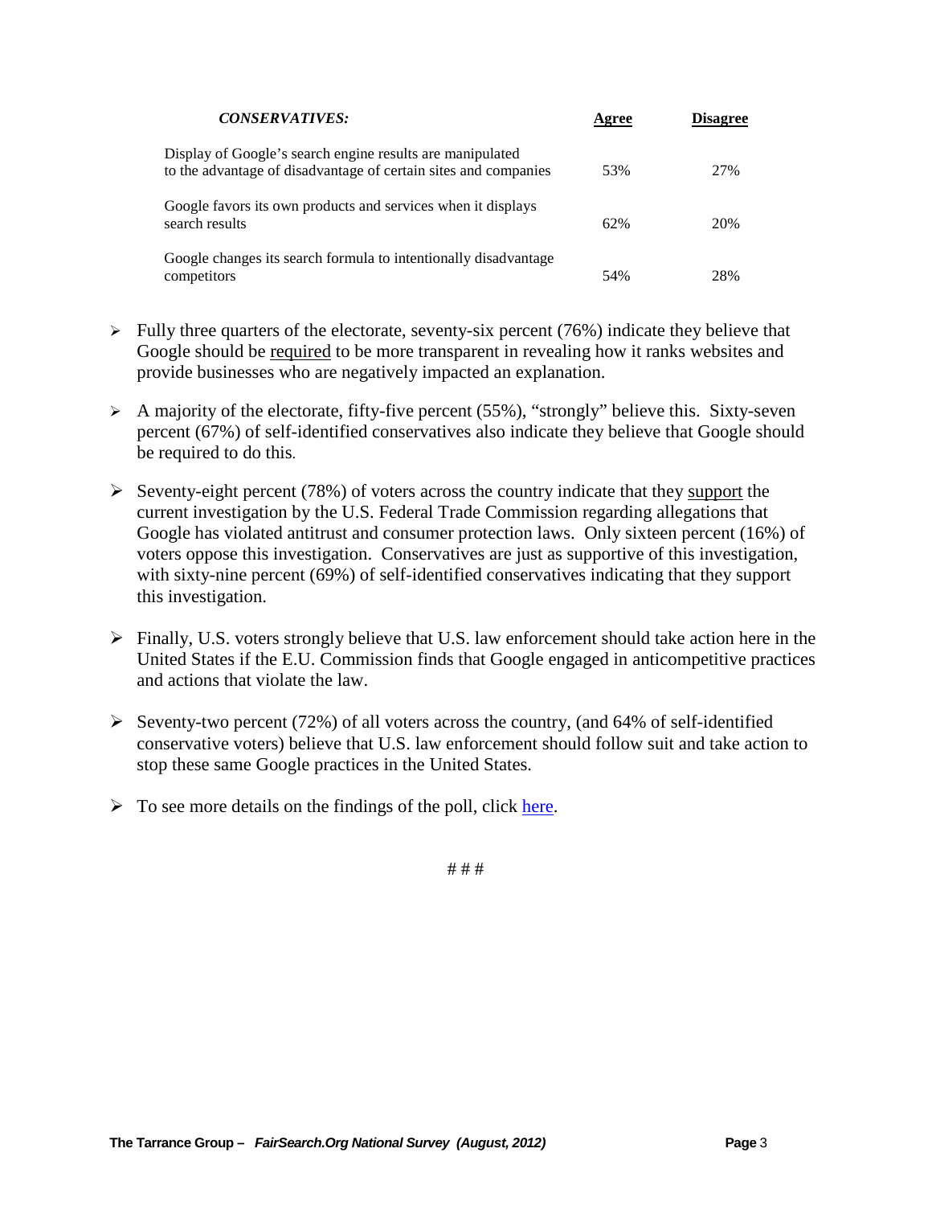| *CONSERVATIVES:* | Agree | Disagree |
|---|---|---|
| Display of Google's search engine results are manipulated to the advantage of disadvantage of certain sites and companies | 53% | 27% |
| Google favors its own products and services when it displays search results | 62% | 20% |
| Google changes its search formula to intentionally disadvantage competitors | 54% | 28% |

- Fully three quarters of the electorate, seventy-six percent (76%) indicate they believe that Google should be required to be more transparent in revealing how it ranks websites and provide businesses who are negatively impacted an explanation.
- A majority of the electorate, fifty-five percent (55%), "strongly" believe this. Sixty-seven percent (67%) of self-identified conservatives also indicate they believe that Google should be required to do this.
- Seventy-eight percent (78%) of voters across the country indicate that they support the current investigation by the U.S. Federal Trade Commission regarding allegations that Google has violated antitrust and consumer protection laws. Only sixteen percent (16%) of voters oppose this investigation. Conservatives are just as supportive of this investigation, with sixty-nine percent (69%) of self-identified conservatives indicating that they support this investigation.
- Finally, U.S. voters strongly believe that U.S. law enforcement should take action here in the United States if the E.U. Commission finds that Google engaged in anticompetitive practices and actions that violate the law.
- Seventy-two percent (72%) of all voters across the country, (and 64% of self-identified conservative voters) believe that U.S. law enforcement should follow suit and take action to stop these same Google practices in the United States.
- To see more details on the findings of the poll, click here.

# # #